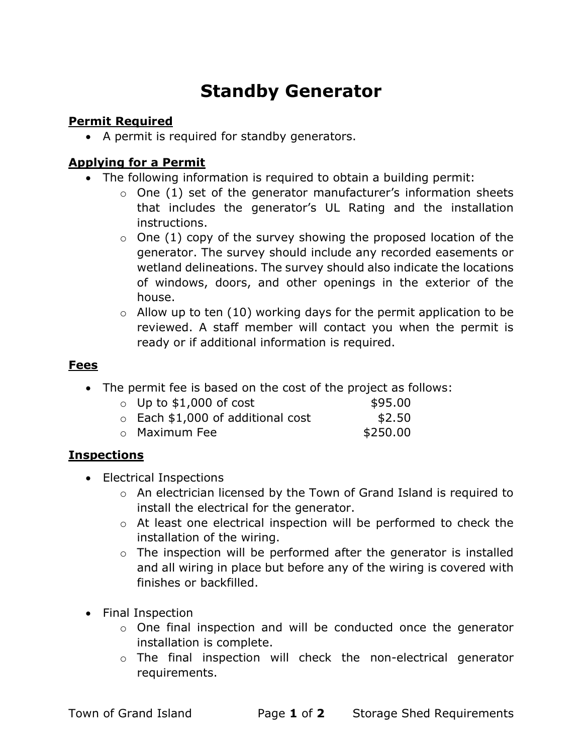# Standby Generator

**Permit Required**

- A permit is required for standby generators.

**Applying for a Permit**

- The following information is required to obtain a building permit:
    - One (1) set of the generator manufacturer's information sheets that includes the generator's UL Rating and the installation instructions.
    - One (1) copy of the survey showing the proposed location of the generator. The survey should include any recorded easements or wetland delineations. The survey should also indicate the locations of windows, doors, and other openings in the exterior of the house.
    - Allow up to ten (10) working days for the permit application to be reviewed. A staff member will contact you when the permit is ready or if additional information is required.

**Fees**

- The permit fee is based on the cost of the project as follows:
    - Up to $1,000 of cost — $95.00
    - Each $1,000 of additional cost — $2.50
    - Maximum Fee — $250.00

**Inspections**

- Electrical Inspections
    - An electrician licensed by the Town of Grand Island is required to install the electrical for the generator.
    - At least one electrical inspection will be performed to check the installation of the wiring.
    - The inspection will be performed after the generator is installed and all wiring in place but before any of the wiring is covered with finishes or backfilled.

- Final Inspection
    - One final inspection and will be conducted once the generator installation is complete.
    - The final inspection will check the non-electrical generator requirements.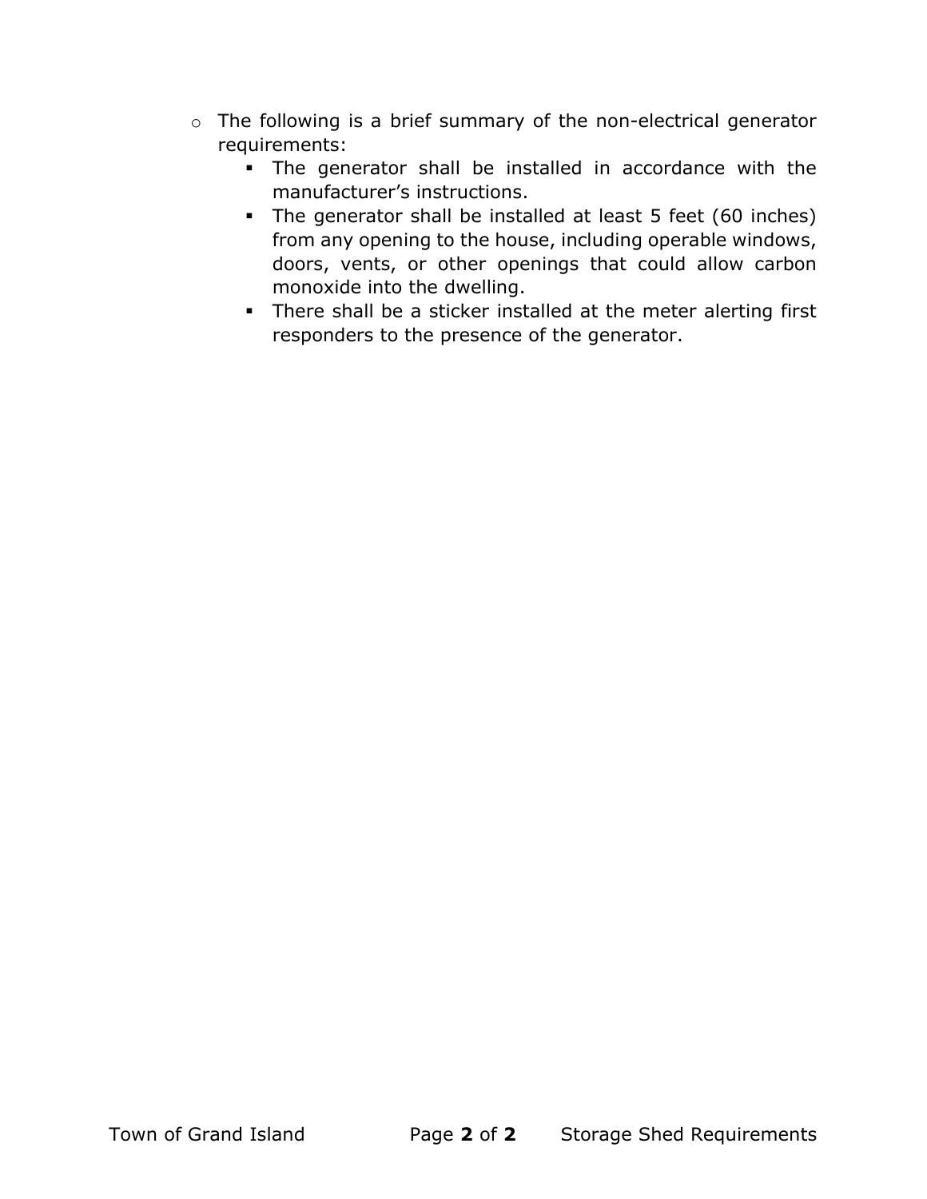- The following is a brief summary of the non-electrical generator requirements:
  - The generator shall be installed in accordance with the manufacturer's instructions.
  - The generator shall be installed at least 5 feet (60 inches) from any opening to the house, including operable windows, doors, vents, or other openings that could allow carbon monoxide into the dwelling.
  - There shall be a sticker installed at the meter alerting first responders to the presence of the generator.